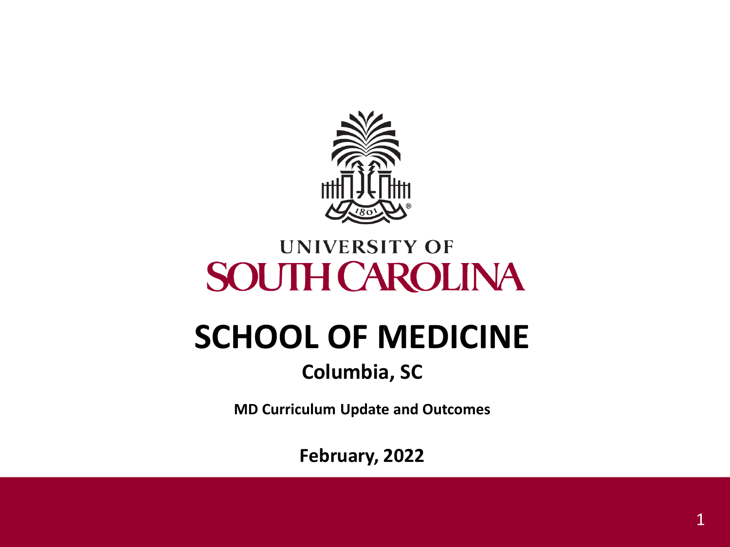UNIVERSITY OF
SOUTH CAROLINA

# SCHOOL OF MEDICINE

## Columbia, SC

**MD Curriculum Update and Outcomes**

**February, 2022**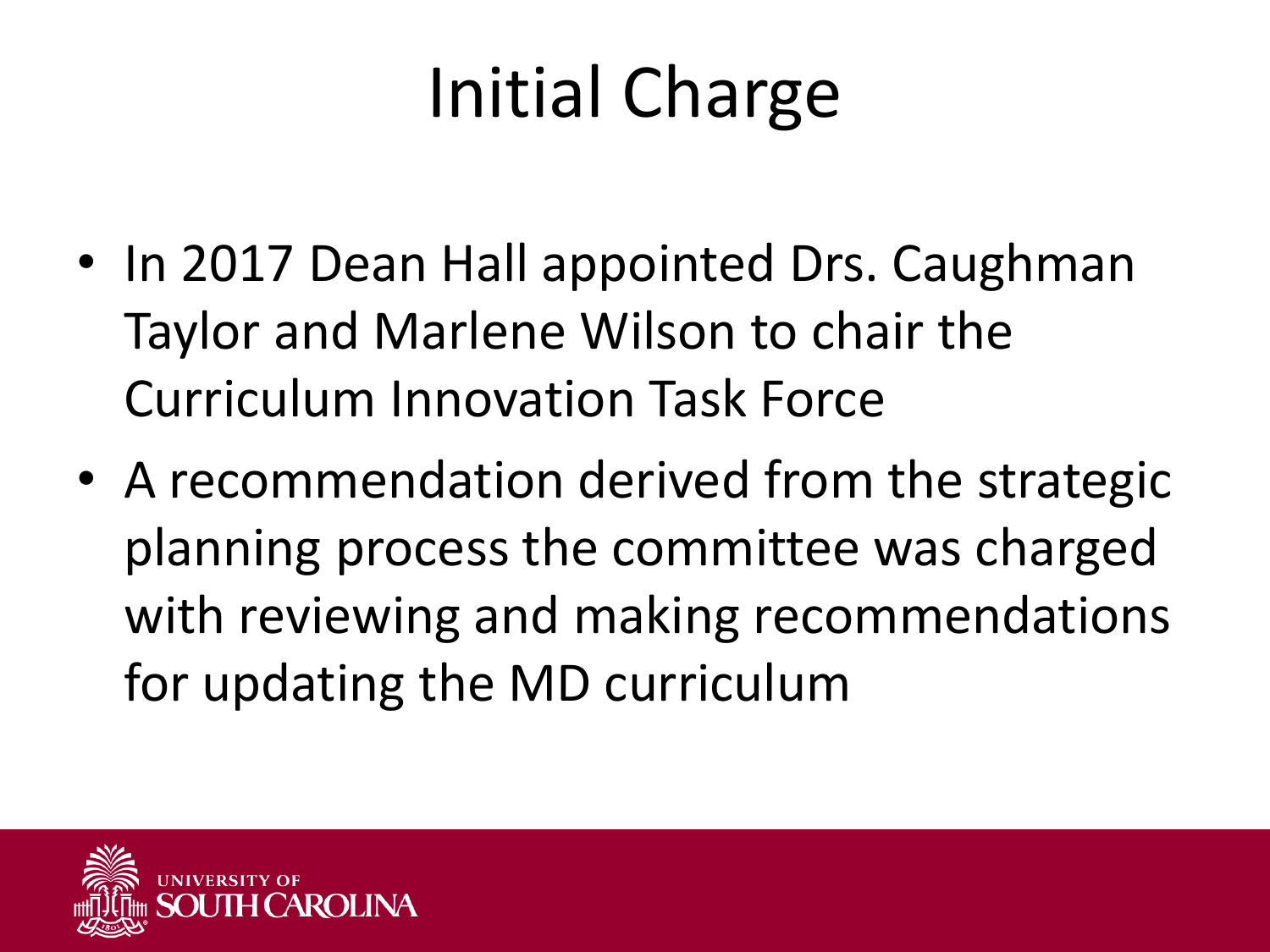# Initial Charge

- In 2017 Dean Hall appointed Drs. Caughman Taylor and Marlene Wilson to chair the Curriculum Innovation Task Force
- A recommendation derived from the strategic planning process the committee was charged with reviewing and making recommendations for updating the MD curriculum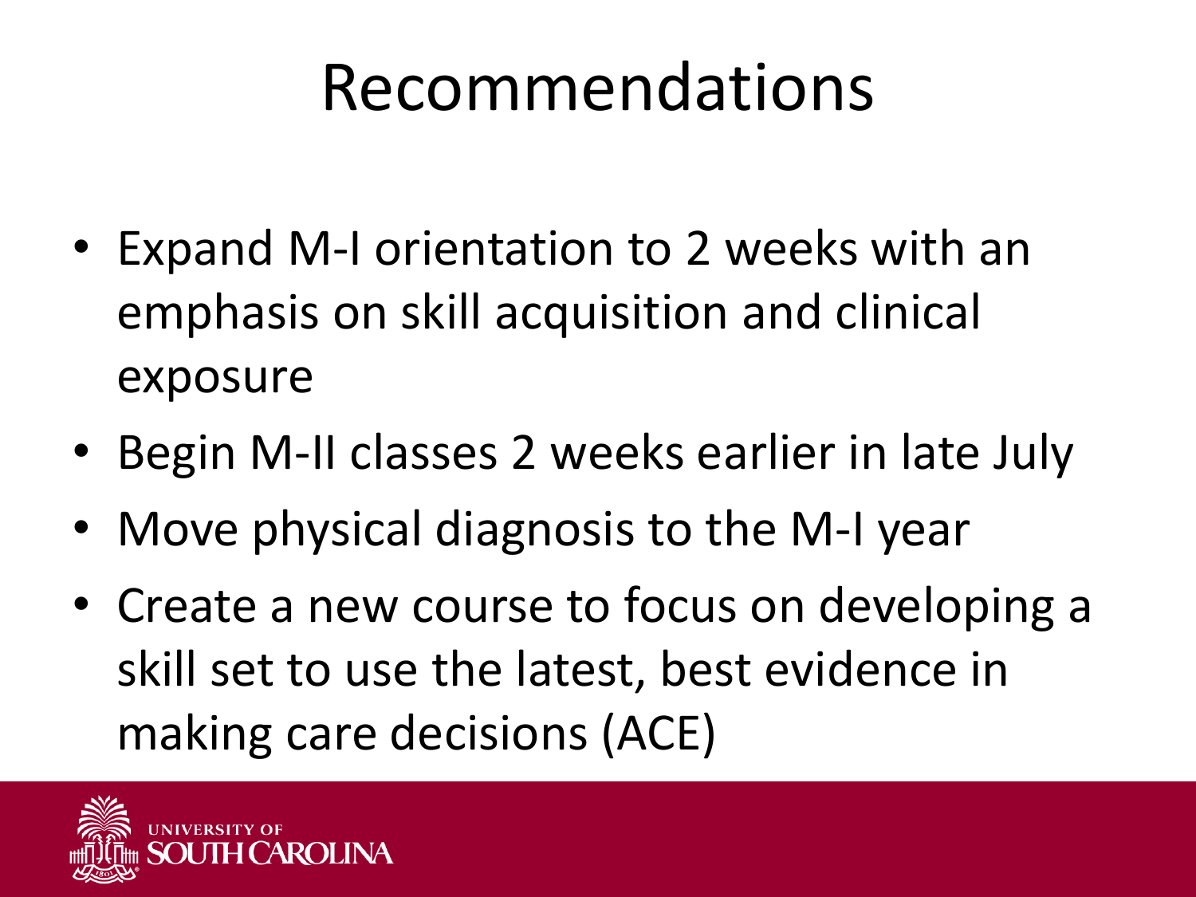# Recommendations

- Expand M-I orientation to 2 weeks with an emphasis on skill acquisition and clinical exposure
- Begin M-II classes 2 weeks earlier in late July
- Move physical diagnosis to the M-I year
- Create a new course to focus on developing a skill set to use the latest, best evidence in making care decisions (ACE)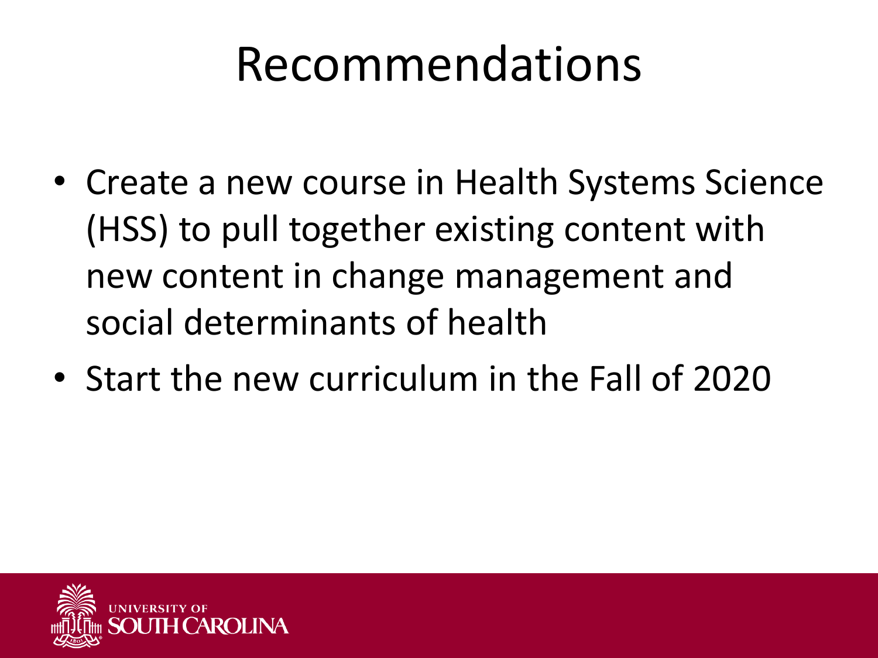# Recommendations

- Create a new course in Health Systems Science (HSS) to pull together existing content with new content in change management and social determinants of health
- Start the new curriculum in the Fall of 2020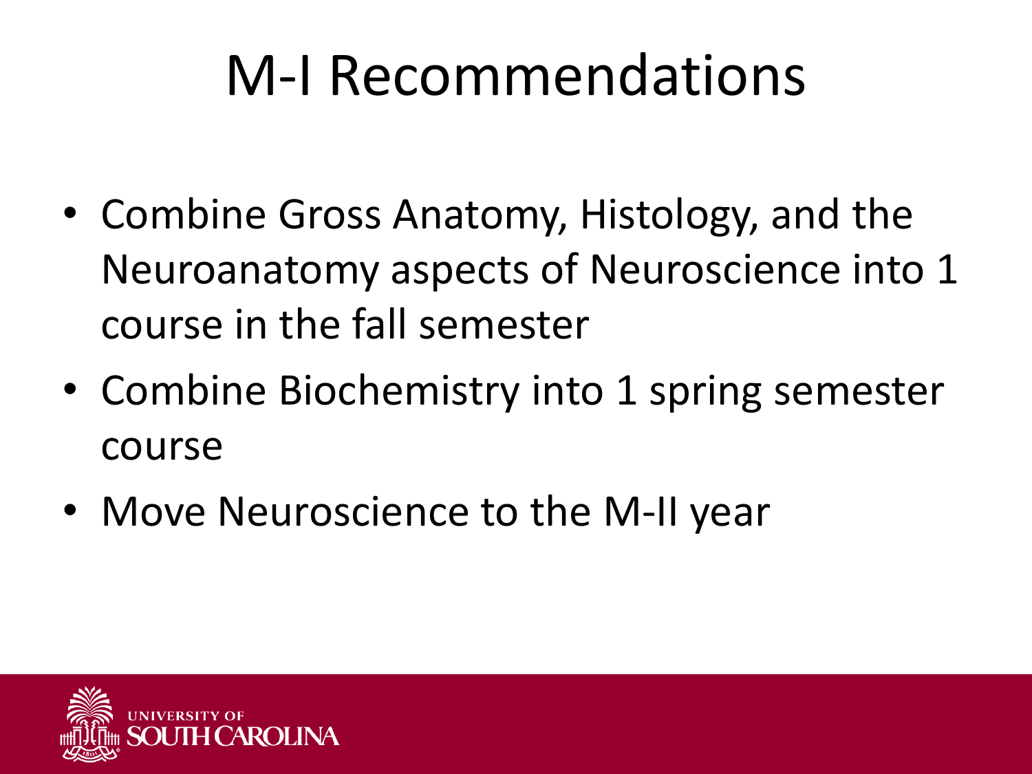# M-I Recommendations

- Combine Gross Anatomy, Histology, and the Neuroanatomy aspects of Neuroscience into 1 course in the fall semester
- Combine Biochemistry into 1 spring semester course
- Move Neuroscience to the M-II year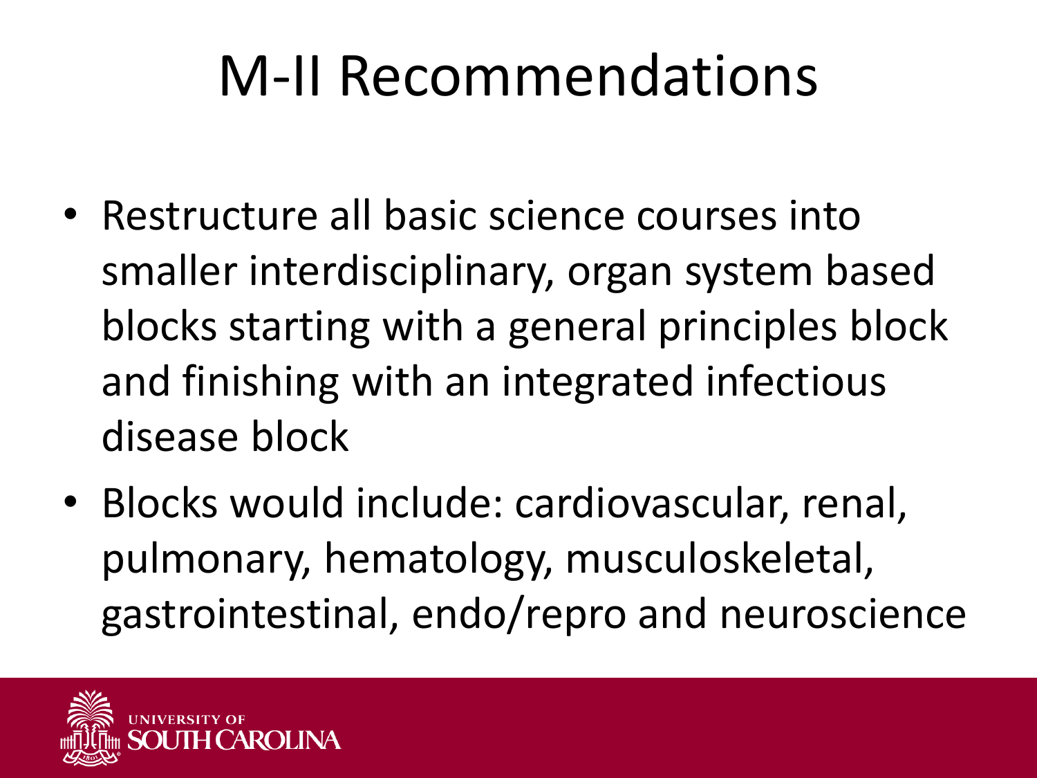# M-II Recommendations

- Restructure all basic science courses into smaller interdisciplinary, organ system based blocks starting with a general principles block and finishing with an integrated infectious disease block
- Blocks would include: cardiovascular, renal, pulmonary, hematology, musculoskeletal, gastrointestinal, endo/repro and neuroscience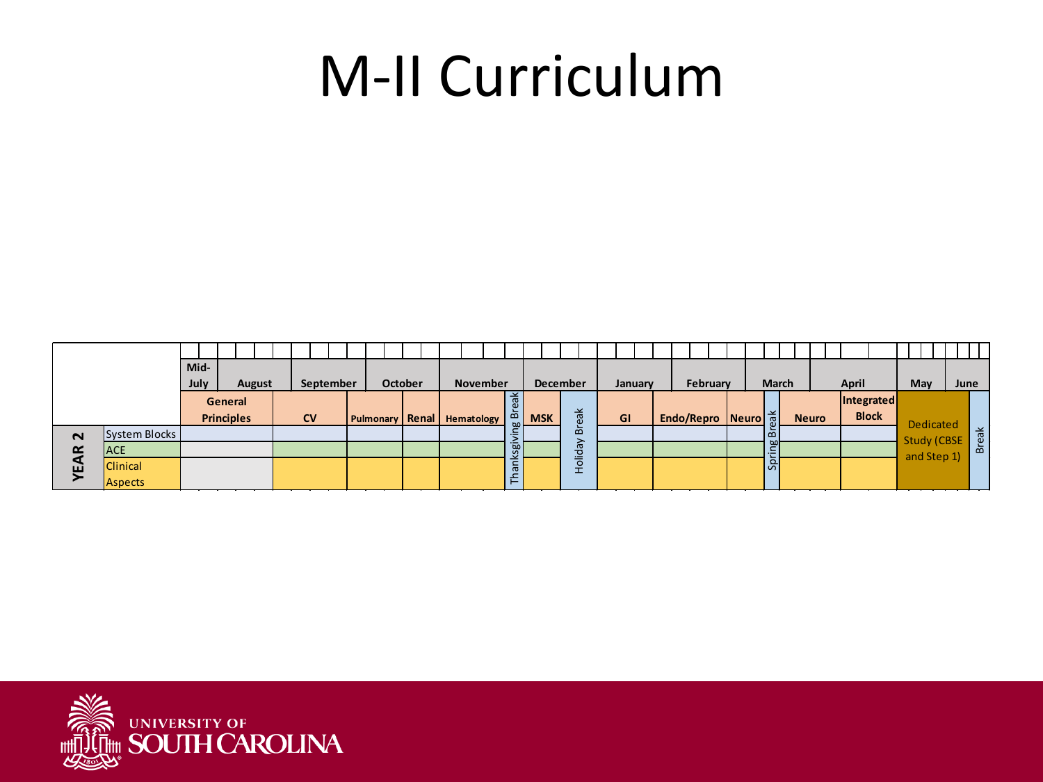# M-II Curriculum

| | | Mid-July | August | September | October | | November | | December | | January | February | | March | | April | May | June |
|---|---|---|---|---|---|---|---|---|---|---|---|---|---|---|---|---|---|---|
| | | General Principles | | CV | Pulmonary | Renal | Hematology | Thanksgiving Break | MSK | Holiday Break | GI | Endo/Repro | Neuro | Spring Break | Neuro | Integrated Block | Dedicated Study (CBSE and Step 1) | Break |
| YEAR 2 | System Blocks | | | | | | | | | | | | | | | | | |
| | ACE | | | | | | | | | | | | | | | | | |
| | Clinical Aspects | | | | | | | | | | | | | | | | | |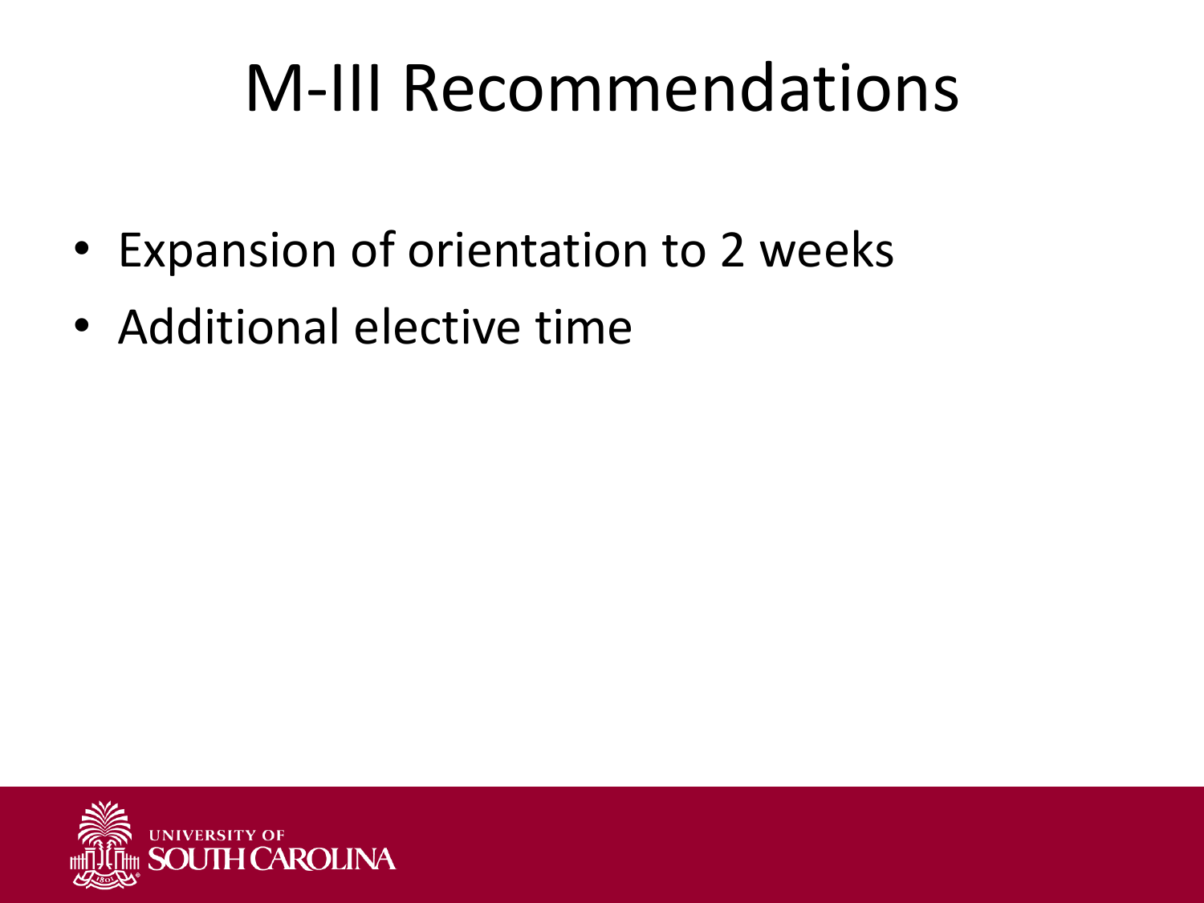# M-III Recommendations

- Expansion of orientation to 2 weeks
- Additional elective time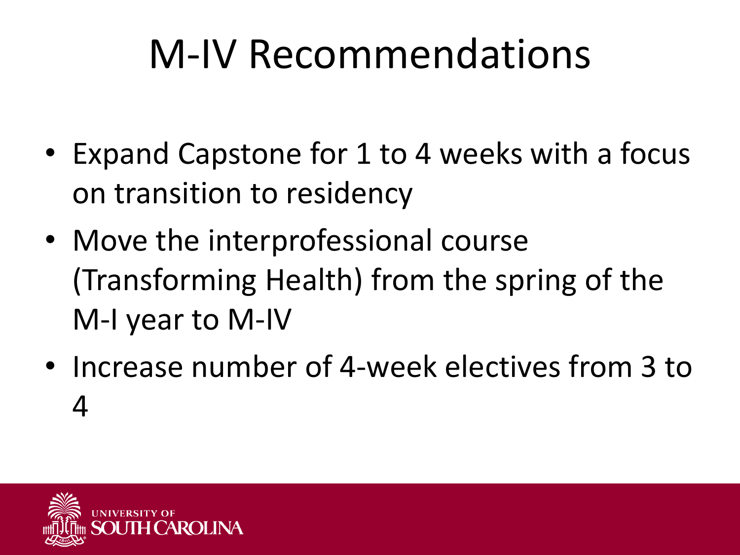# M-IV Recommendations

- Expand Capstone for 1 to 4 weeks with a focus on transition to residency
- Move the interprofessional course (Transforming Health) from the spring of the M-I year to M-IV
- Increase number of 4-week electives from 3 to 4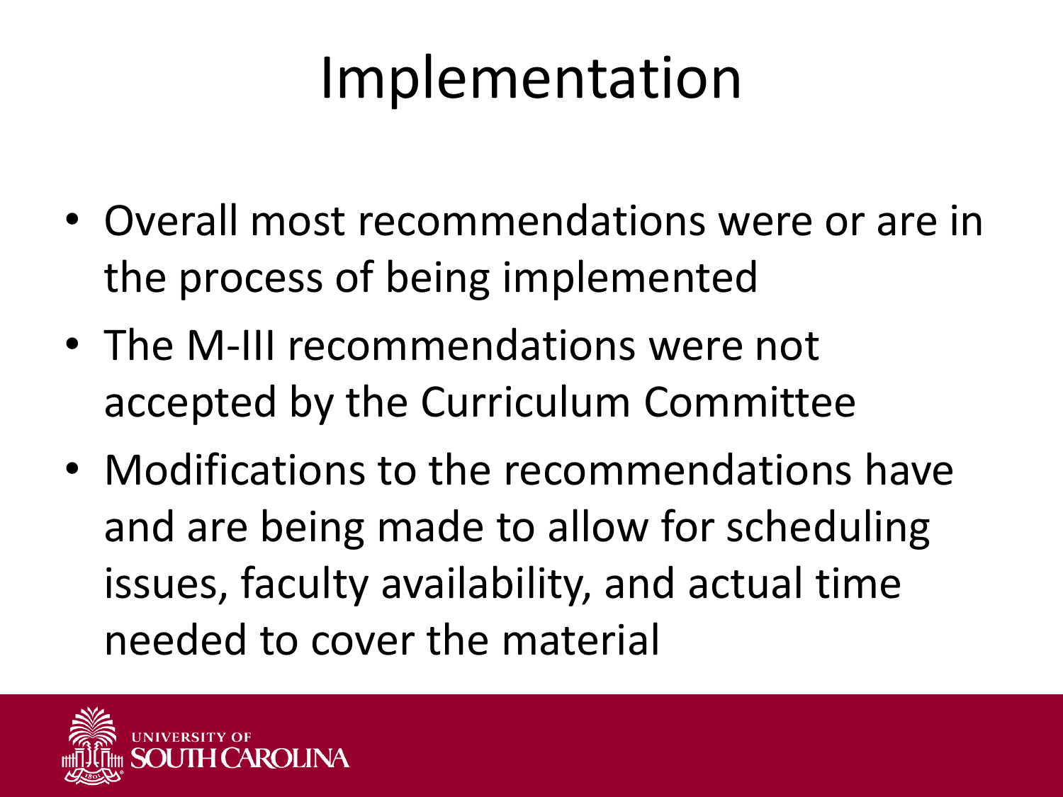# Implementation

- Overall most recommendations were or are in the process of being implemented
- The M-III recommendations were not accepted by the Curriculum Committee
- Modifications to the recommendations have and are being made to allow for scheduling issues, faculty availability, and actual time needed to cover the material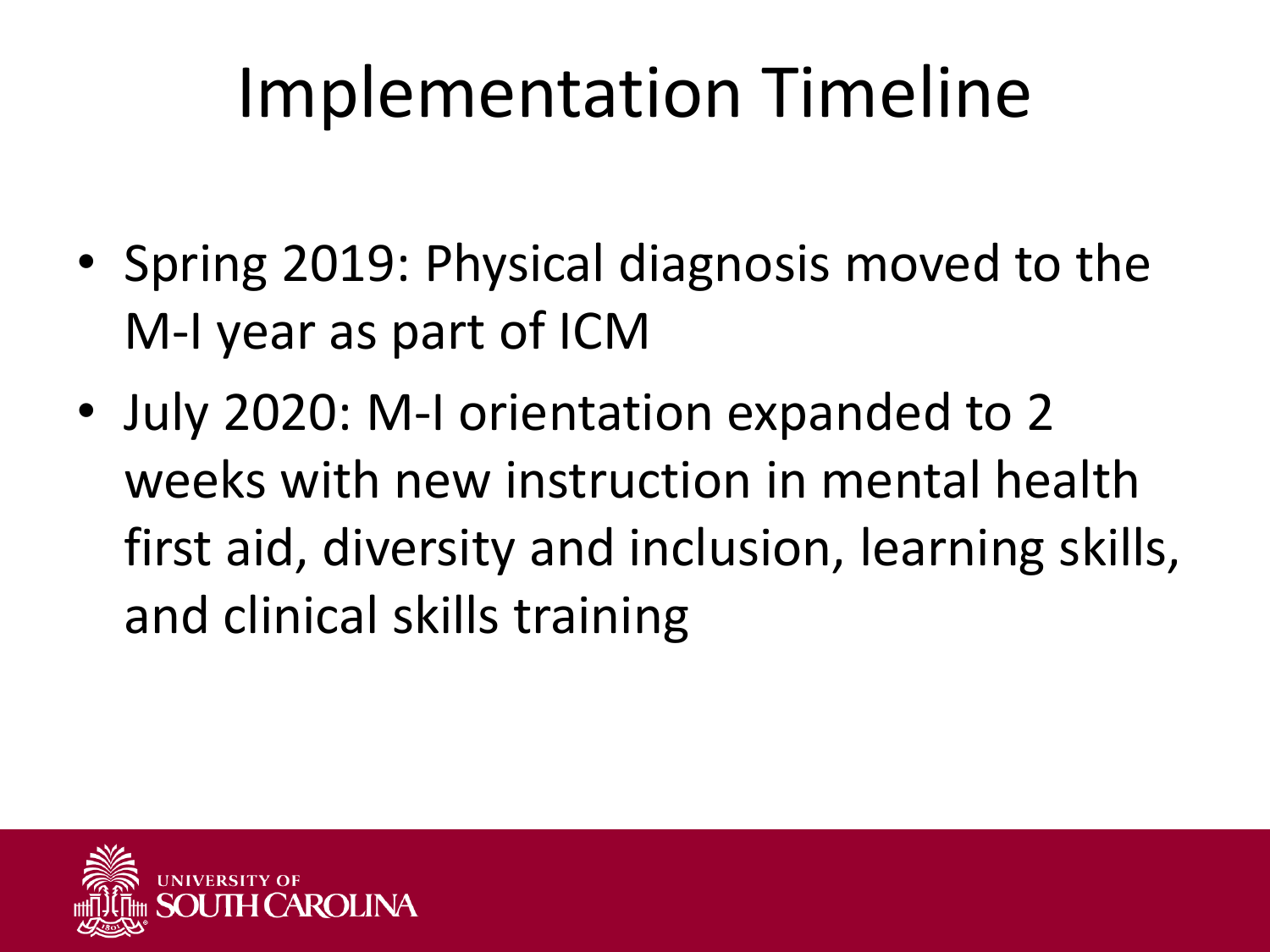# Implementation Timeline

- Spring 2019: Physical diagnosis moved to the M-I year as part of ICM
- July 2020: M-I orientation expanded to 2 weeks with new instruction in mental health first aid, diversity and inclusion, learning skills, and clinical skills training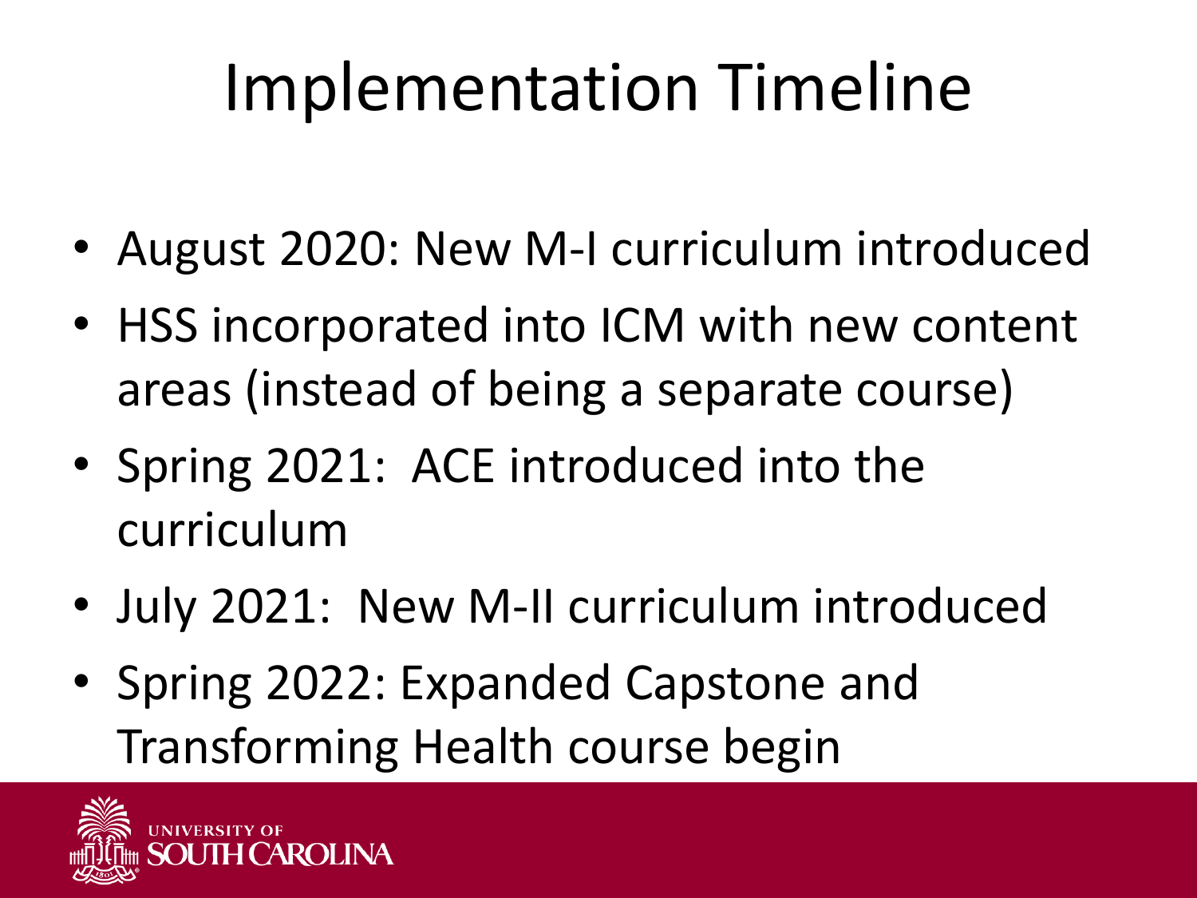# Implementation Timeline

- August 2020: New M-I curriculum introduced
- HSS incorporated into ICM with new content areas (instead of being a separate course)
- Spring 2021: ACE introduced into the curriculum
- July 2021: New M-II curriculum introduced
- Spring 2022: Expanded Capstone and Transforming Health course begin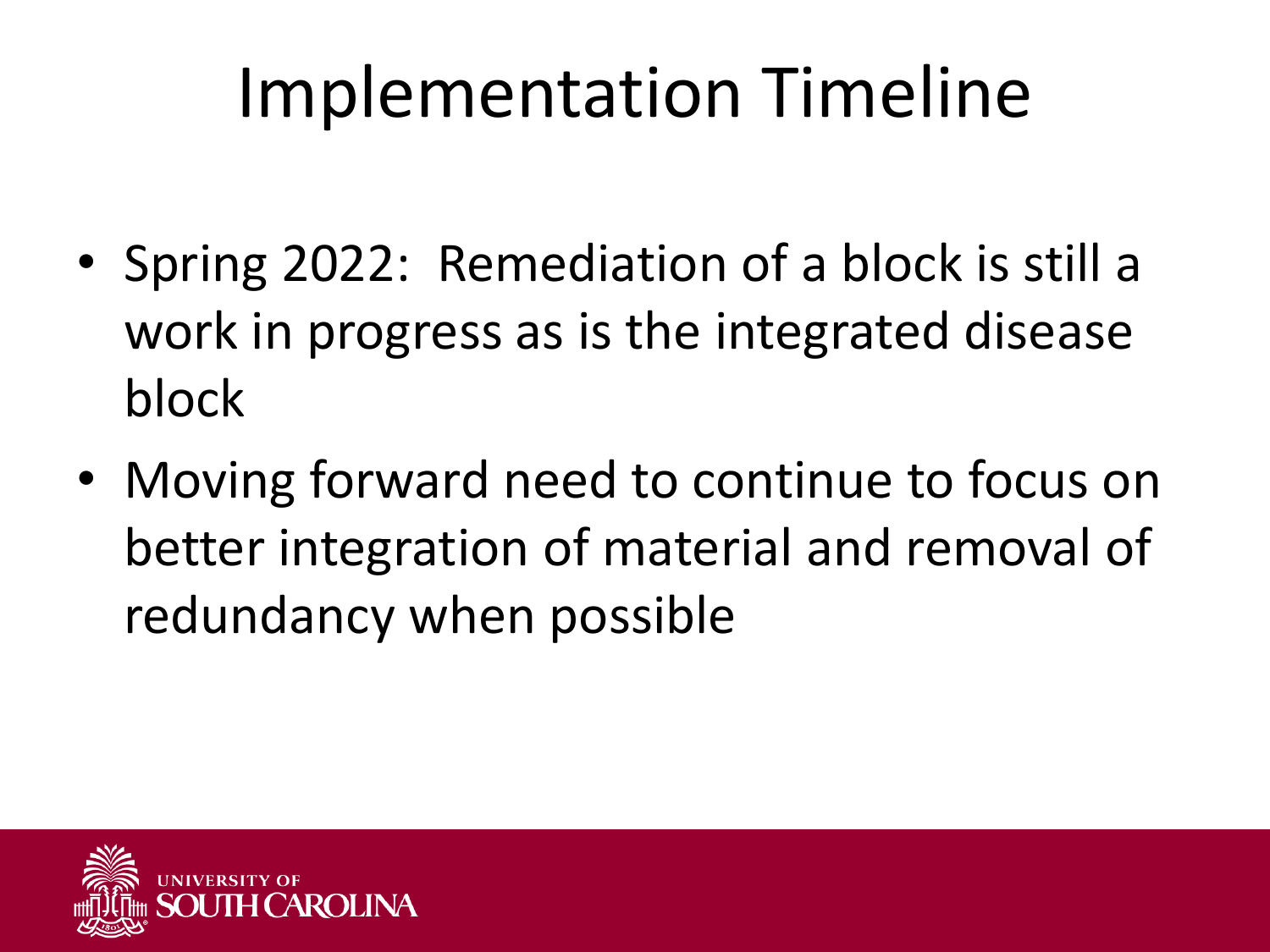# Implementation Timeline

- Spring 2022: Remediation of a block is still a work in progress as is the integrated disease block
- Moving forward need to continue to focus on better integration of material and removal of redundancy when possible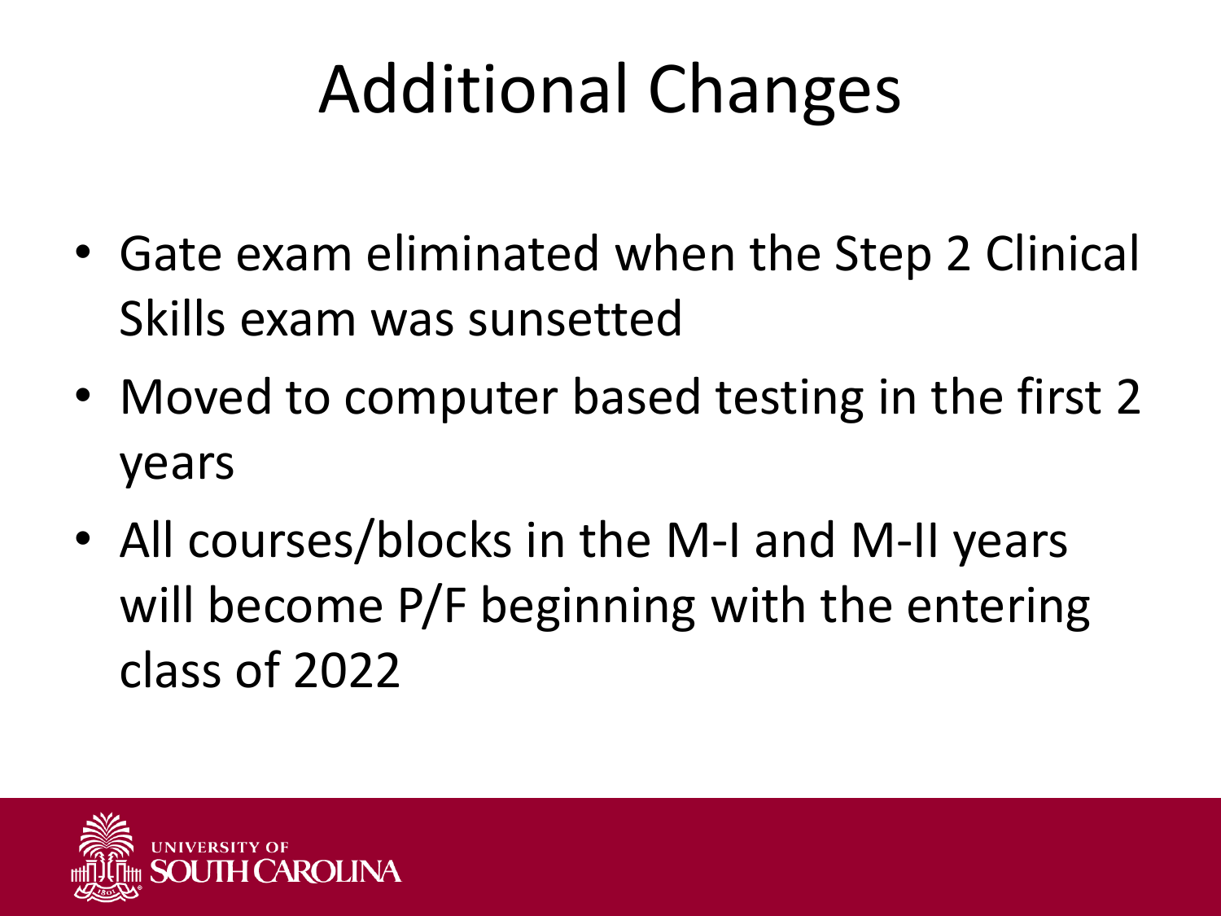# Additional Changes

- Gate exam eliminated when the Step 2 Clinical Skills exam was sunsetted
- Moved to computer based testing in the first 2 years
- All courses/blocks in the M-I and M-II years will become P/F beginning with the entering class of 2022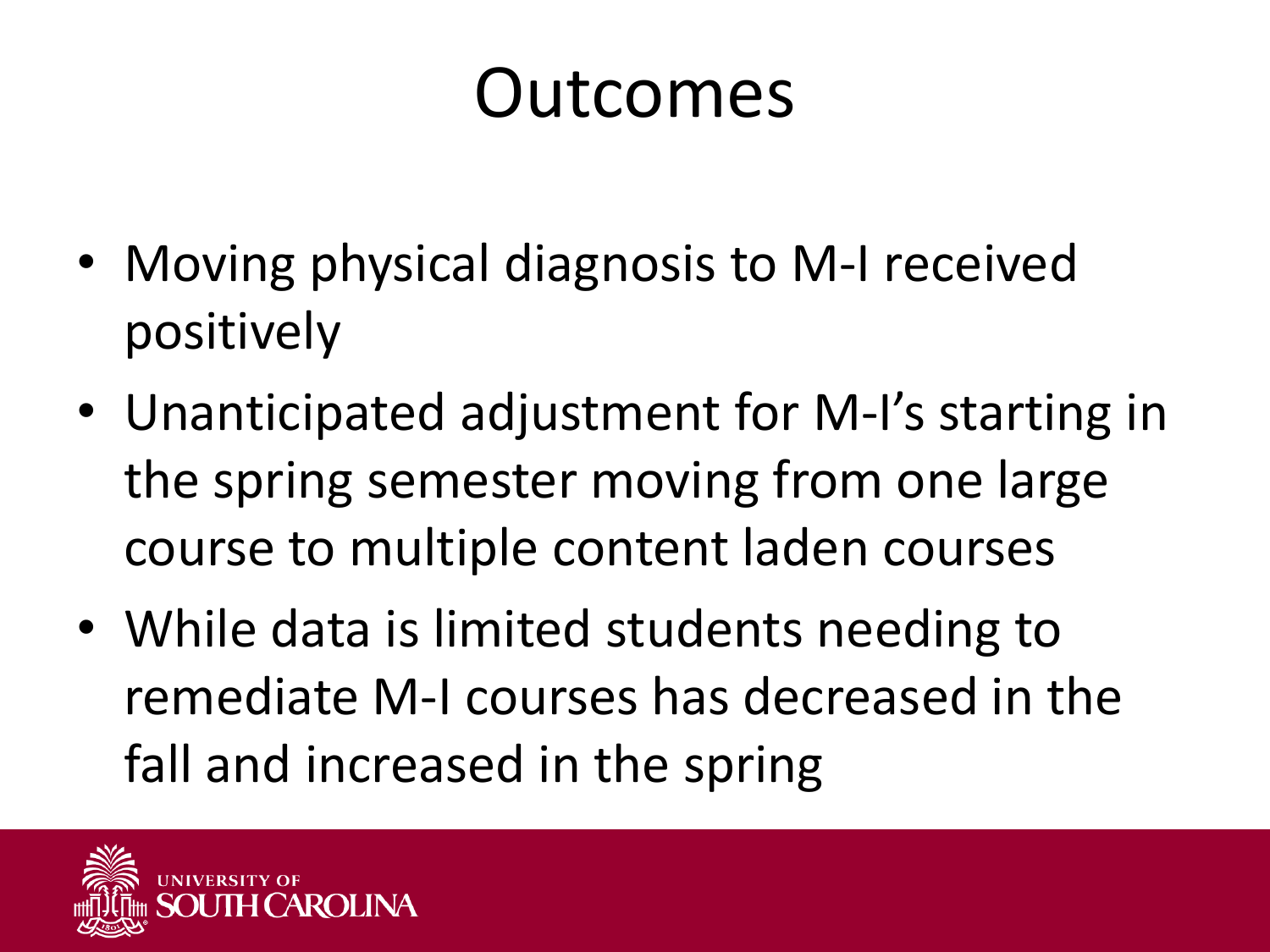# Outcomes

- Moving physical diagnosis to M-I received positively
- Unanticipated adjustment for M-I's starting in the spring semester moving from one large course to multiple content laden courses
- While data is limited students needing to remediate M-I courses has decreased in the fall and increased in the spring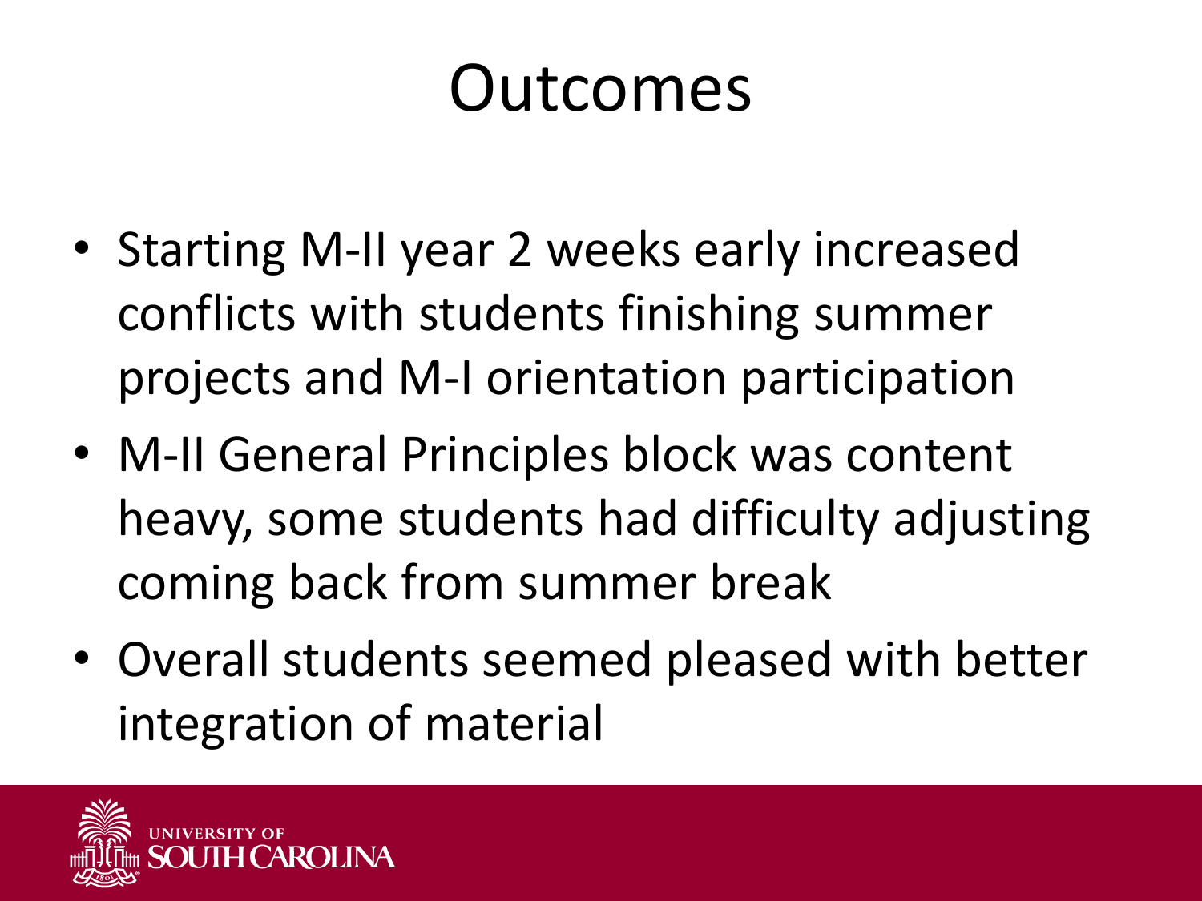# Outcomes

- Starting M-II year 2 weeks early increased conflicts with students finishing summer projects and M-I orientation participation
- M-II General Principles block was content heavy, some students had difficulty adjusting coming back from summer break
- Overall students seemed pleased with better integration of material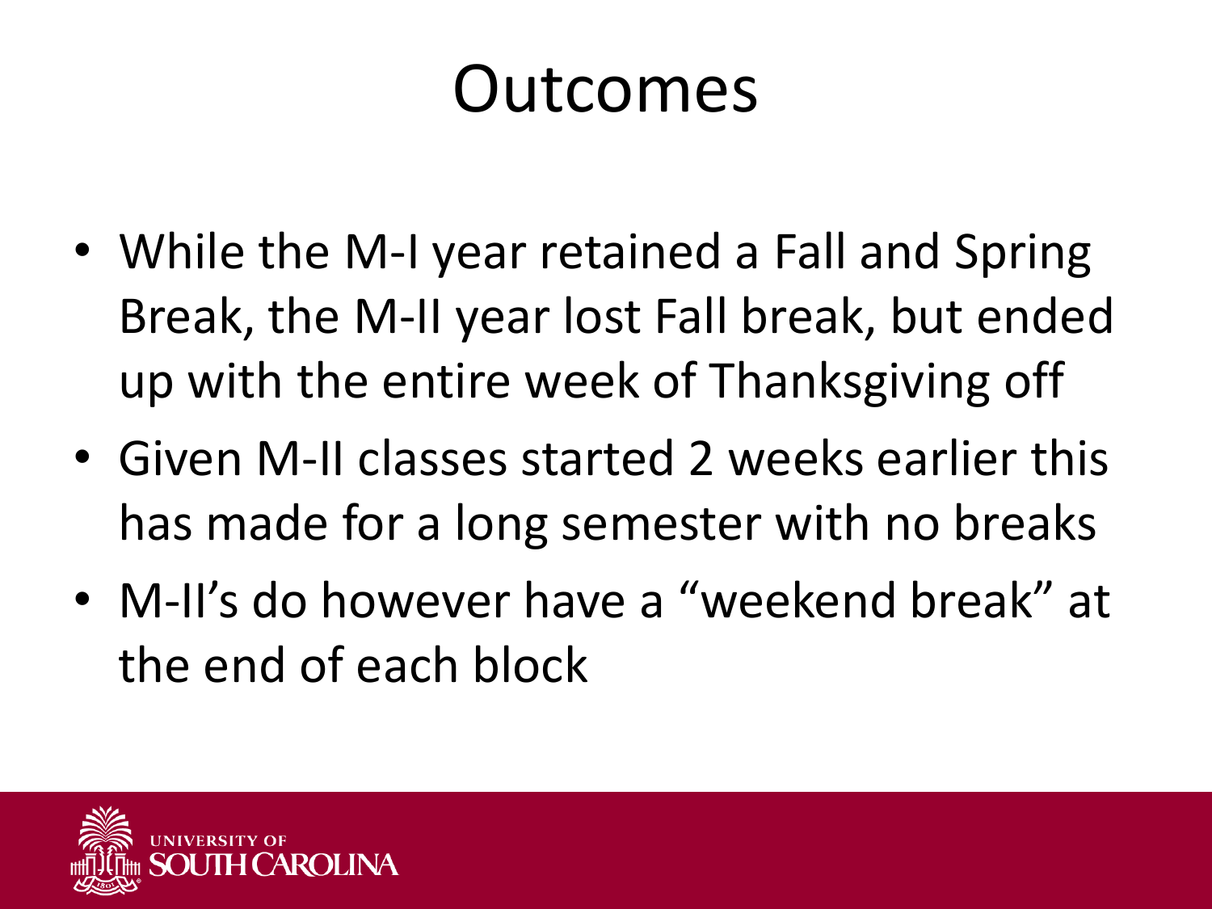# Outcomes

- While the M-I year retained a Fall and Spring Break, the M-II year lost Fall break, but ended up with the entire week of Thanksgiving off
- Given M-II classes started 2 weeks earlier this has made for a long semester with no breaks
- M-II's do however have a "weekend break" at the end of each block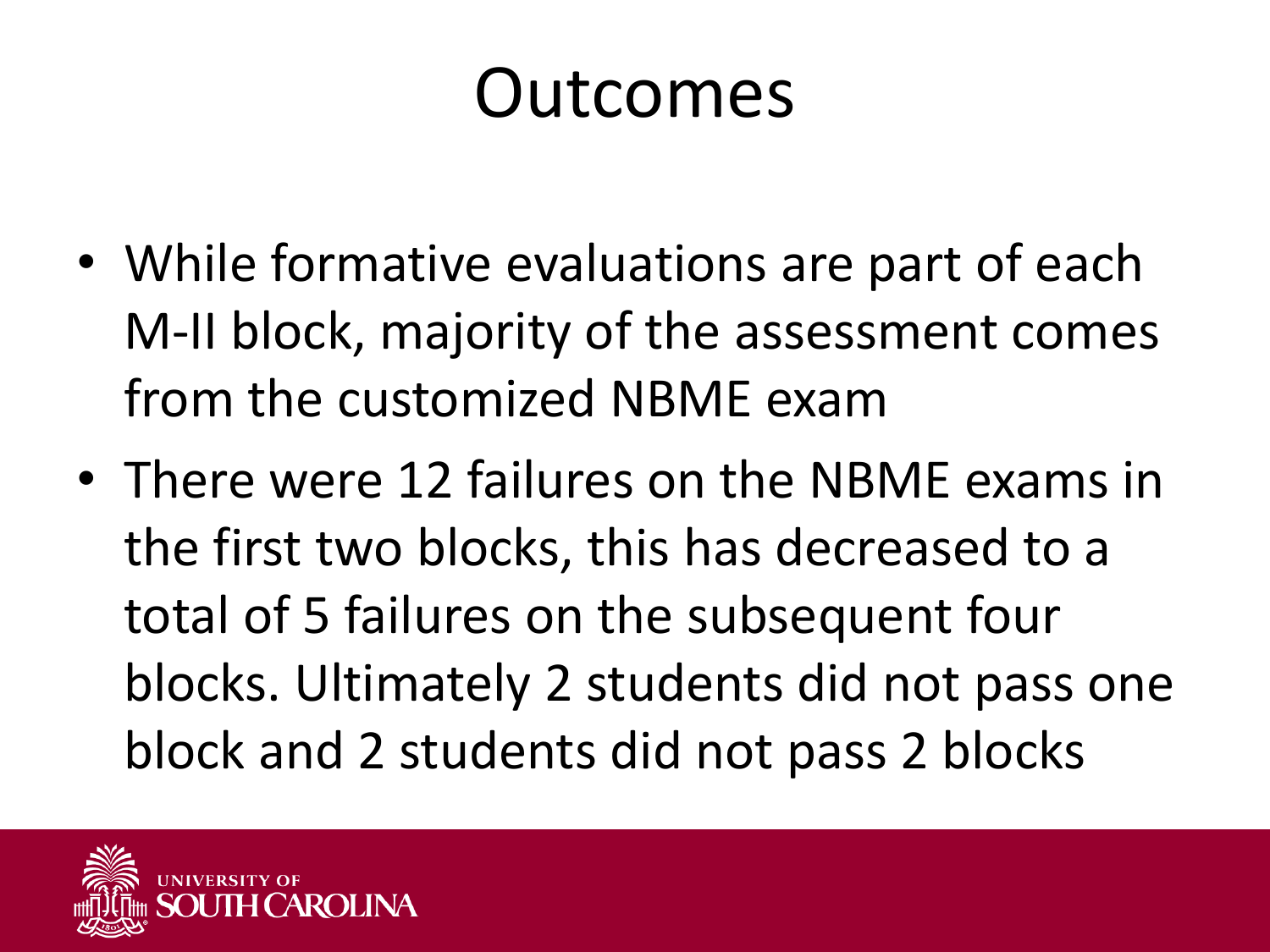# Outcomes

- While formative evaluations are part of each M-II block, majority of the assessment comes from the customized NBME exam
- There were 12 failures on the NBME exams in the first two blocks, this has decreased to a total of 5 failures on the subsequent four blocks. Ultimately 2 students did not pass one block and 2 students did not pass 2 blocks